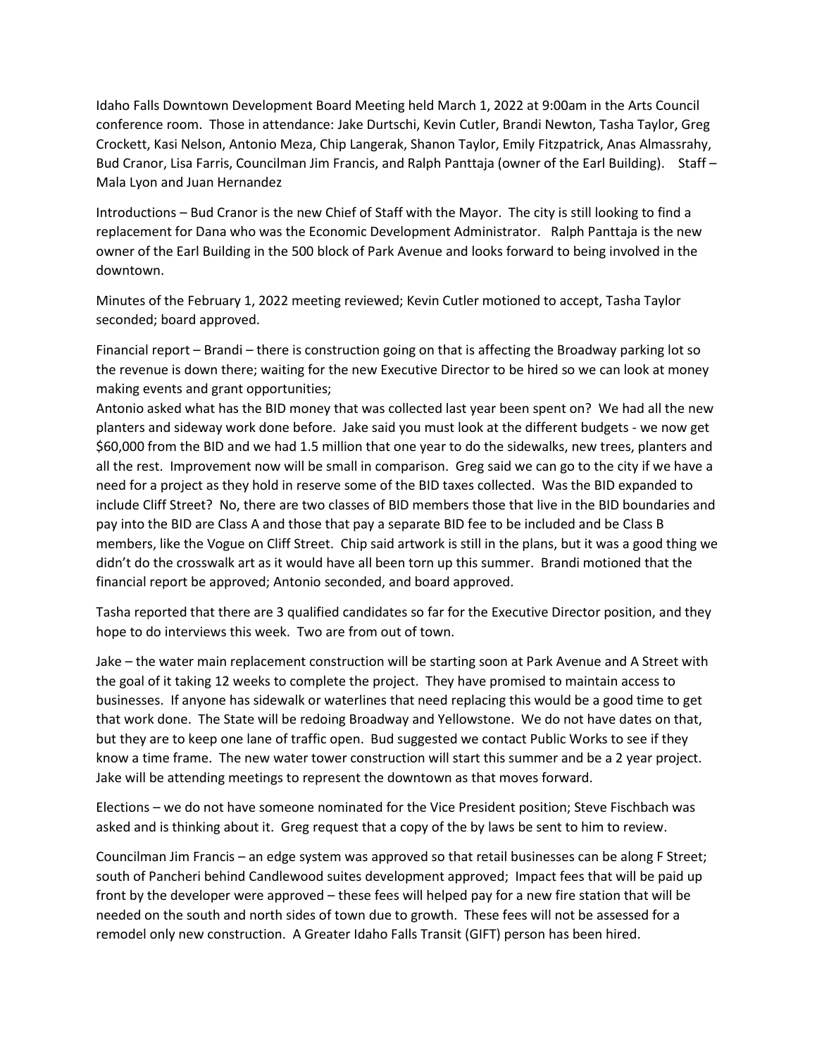Idaho Falls Downtown Development Board Meeting held March 1, 2022 at 9:00am in the Arts Council conference room. Those in attendance: Jake Durtschi, Kevin Cutler, Brandi Newton, Tasha Taylor, Greg Crockett, Kasi Nelson, Antonio Meza, Chip Langerak, Shanon Taylor, Emily Fitzpatrick, Anas Almassrahy, Bud Cranor, Lisa Farris, Councilman Jim Francis, and Ralph Panttaja (owner of the Earl Building). Staff – Mala Lyon and Juan Hernandez

Introductions – Bud Cranor is the new Chief of Staff with the Mayor. The city is still looking to find a replacement for Dana who was the Economic Development Administrator. Ralph Panttaja is the new owner of the Earl Building in the 500 block of Park Avenue and looks forward to being involved in the downtown.

Minutes of the February 1, 2022 meeting reviewed; Kevin Cutler motioned to accept, Tasha Taylor seconded; board approved.

Financial report – Brandi – there is construction going on that is affecting the Broadway parking lot so the revenue is down there; waiting for the new Executive Director to be hired so we can look at money making events and grant opportunities;
Antonio asked what has the BID money that was collected last year been spent on? We had all the new planters and sideway work done before. Jake said you must look at the different budgets - we now get $60,000 from the BID and we had 1.5 million that one year to do the sidewalks, new trees, planters and all the rest. Improvement now will be small in comparison. Greg said we can go to the city if we have a need for a project as they hold in reserve some of the BID taxes collected. Was the BID expanded to include Cliff Street? No, there are two classes of BID members those that live in the BID boundaries and pay into the BID are Class A and those that pay a separate BID fee to be included and be Class B members, like the Vogue on Cliff Street. Chip said artwork is still in the plans, but it was a good thing we didn't do the crosswalk art as it would have all been torn up this summer. Brandi motioned that the financial report be approved; Antonio seconded, and board approved.

Tasha reported that there are 3 qualified candidates so far for the Executive Director position, and they hope to do interviews this week. Two are from out of town.

Jake – the water main replacement construction will be starting soon at Park Avenue and A Street with the goal of it taking 12 weeks to complete the project. They have promised to maintain access to businesses. If anyone has sidewalk or waterlines that need replacing this would be a good time to get that work done. The State will be redoing Broadway and Yellowstone. We do not have dates on that, but they are to keep one lane of traffic open. Bud suggested we contact Public Works to see if they know a time frame. The new water tower construction will start this summer and be a 2 year project. Jake will be attending meetings to represent the downtown as that moves forward.

Elections – we do not have someone nominated for the Vice President position; Steve Fischbach was asked and is thinking about it. Greg request that a copy of the by laws be sent to him to review.

Councilman Jim Francis – an edge system was approved so that retail businesses can be along F Street; south of Pancheri behind Candlewood suites development approved; Impact fees that will be paid up front by the developer were approved – these fees will helped pay for a new fire station that will be needed on the south and north sides of town due to growth. These fees will not be assessed for a remodel only new construction. A Greater Idaho Falls Transit (GIFT) person has been hired.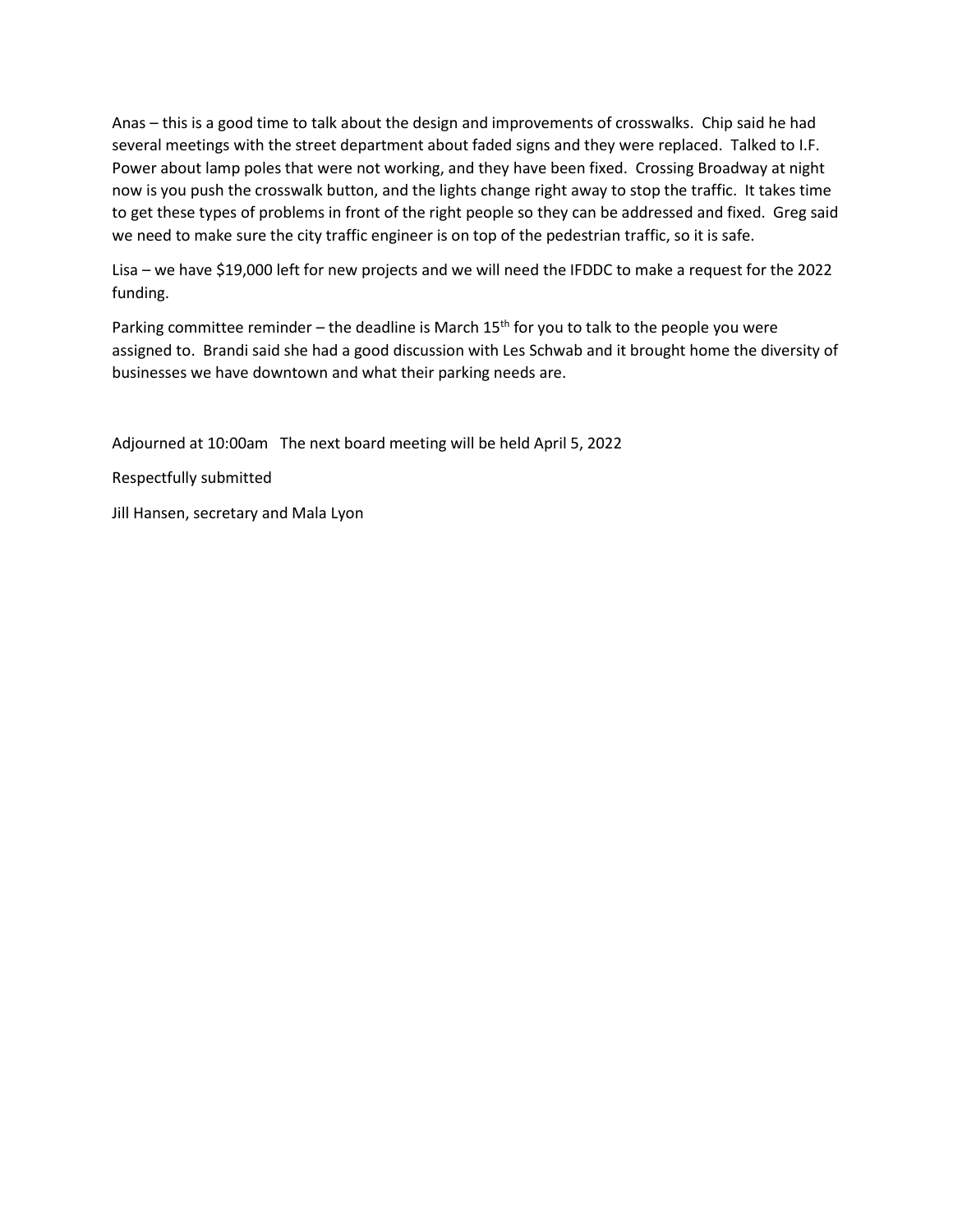Anas – this is a good time to talk about the design and improvements of crosswalks. Chip said he had several meetings with the street department about faded signs and they were replaced. Talked to I.F. Power about lamp poles that were not working, and they have been fixed. Crossing Broadway at night now is you push the crosswalk button, and the lights change right away to stop the traffic. It takes time to get these types of problems in front of the right people so they can be addressed and fixed. Greg said we need to make sure the city traffic engineer is on top of the pedestrian traffic, so it is safe.

Lisa – we have $19,000 left for new projects and we will need the IFDDC to make a request for the 2022 funding.

Parking committee reminder – the deadline is March 15th for you to talk to the people you were assigned to. Brandi said she had a good discussion with Les Schwab and it brought home the diversity of businesses we have downtown and what their parking needs are.

Adjourned at 10:00am The next board meeting will be held April 5, 2022

Respectfully submitted

Jill Hansen, secretary and Mala Lyon